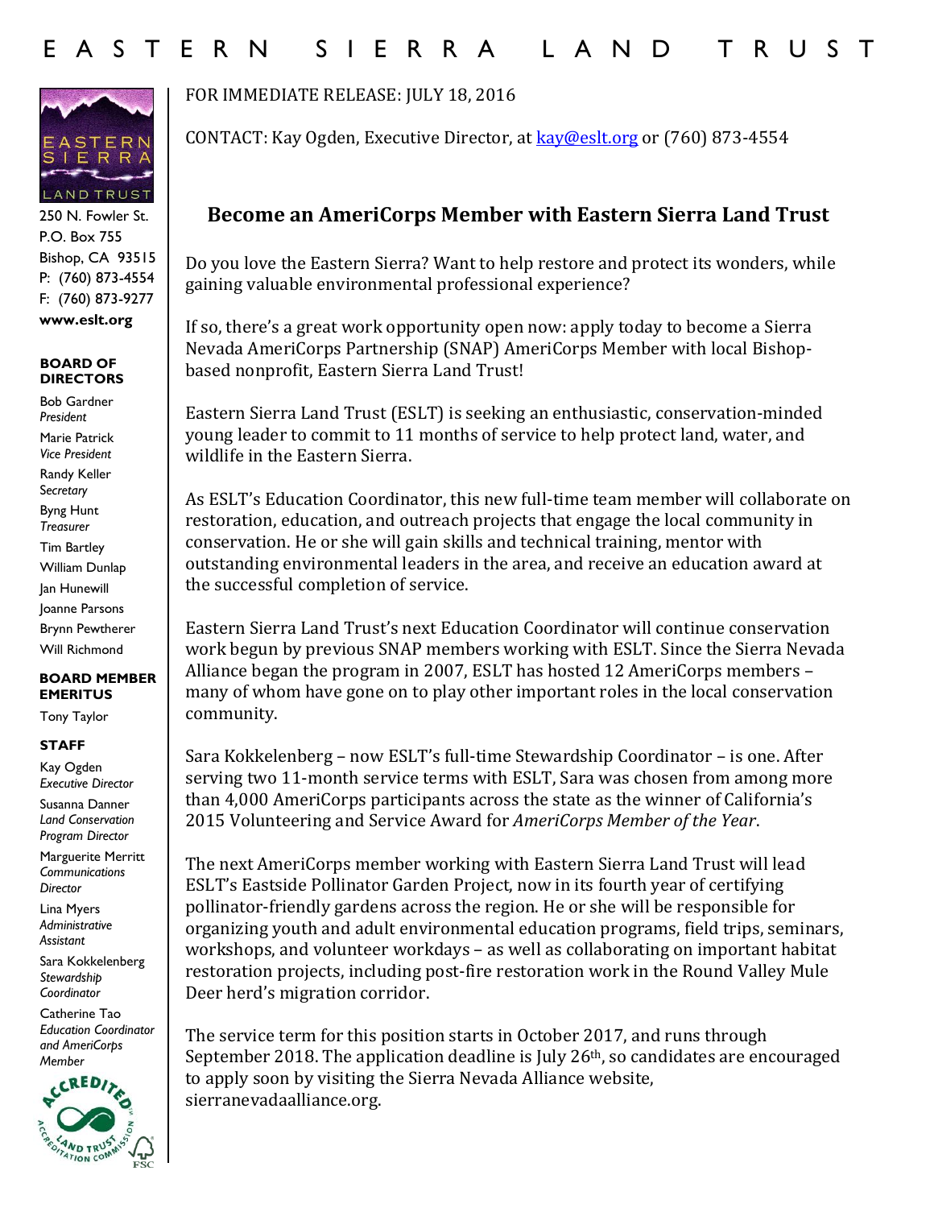# EASTERN SIERRA LAND TRUST

250 N. Fowler St.
P.O. Box 755
Bishop, CA 93515
P: (760) 873-4554
F: (760) 873-9277
**www.eslt.org**

**BOARD OF DIRECTORS**

Bob Gardner
*President*

Marie Patrick
*Vice President*

Randy Keller
*Secretary*

Byng Hunt
*Treasurer*

Tim Bartley

William Dunlap

Jan Hunewill

Joanne Parsons

Brynn Pewtherer

Will Richmond

**BOARD MEMBER EMERITUS**

Tony Taylor

**STAFF**

Kay Ogden
*Executive Director*

Susanna Danner
*Land Conservation Program Director*

Marguerite Merritt
*Communications Director*

Lina Myers
*Administrative Assistant*

Sara Kokkelenberg
*Stewardship Coordinator*

Catherine Tao
*Education Coordinator and AmeriCorps Member*

FOR IMMEDIATE RELEASE: JULY 18, 2016

CONTACT: Kay Ogden, Executive Director, at kay@eslt.org or (760) 873-4554

## Become an AmeriCorps Member with Eastern Sierra Land Trust

Do you love the Eastern Sierra? Want to help restore and protect its wonders, while gaining valuable environmental professional experience?

If so, there's a great work opportunity open now: apply today to become a Sierra Nevada AmeriCorps Partnership (SNAP) AmeriCorps Member with local Bishop-based nonprofit, Eastern Sierra Land Trust!

Eastern Sierra Land Trust (ESLT) is seeking an enthusiastic, conservation-minded young leader to commit to 11 months of service to help protect land, water, and wildlife in the Eastern Sierra.

As ESLT's Education Coordinator, this new full-time team member will collaborate on restoration, education, and outreach projects that engage the local community in conservation. He or she will gain skills and technical training, mentor with outstanding environmental leaders in the area, and receive an education award at the successful completion of service.

Eastern Sierra Land Trust's next Education Coordinator will continue conservation work begun by previous SNAP members working with ESLT. Since the Sierra Nevada Alliance began the program in 2007, ESLT has hosted 12 AmeriCorps members – many of whom have gone on to play other important roles in the local conservation community.

Sara Kokkelenberg – now ESLT's full-time Stewardship Coordinator – is one. After serving two 11-month service terms with ESLT, Sara was chosen from among more than 4,000 AmeriCorps participants across the state as the winner of California's 2015 Volunteering and Service Award for *AmeriCorps Member of the Year*.

The next AmeriCorps member working with Eastern Sierra Land Trust will lead ESLT's Eastside Pollinator Garden Project, now in its fourth year of certifying pollinator-friendly gardens across the region. He or she will be responsible for organizing youth and adult environmental education programs, field trips, seminars, workshops, and volunteer workdays – as well as collaborating on important habitat restoration projects, including post-fire restoration work in the Round Valley Mule Deer herd's migration corridor.

The service term for this position starts in October 2017, and runs through September 2018. The application deadline is July 26th, so candidates are encouraged to apply soon by visiting the Sierra Nevada Alliance website, sierranevadaalliance.org.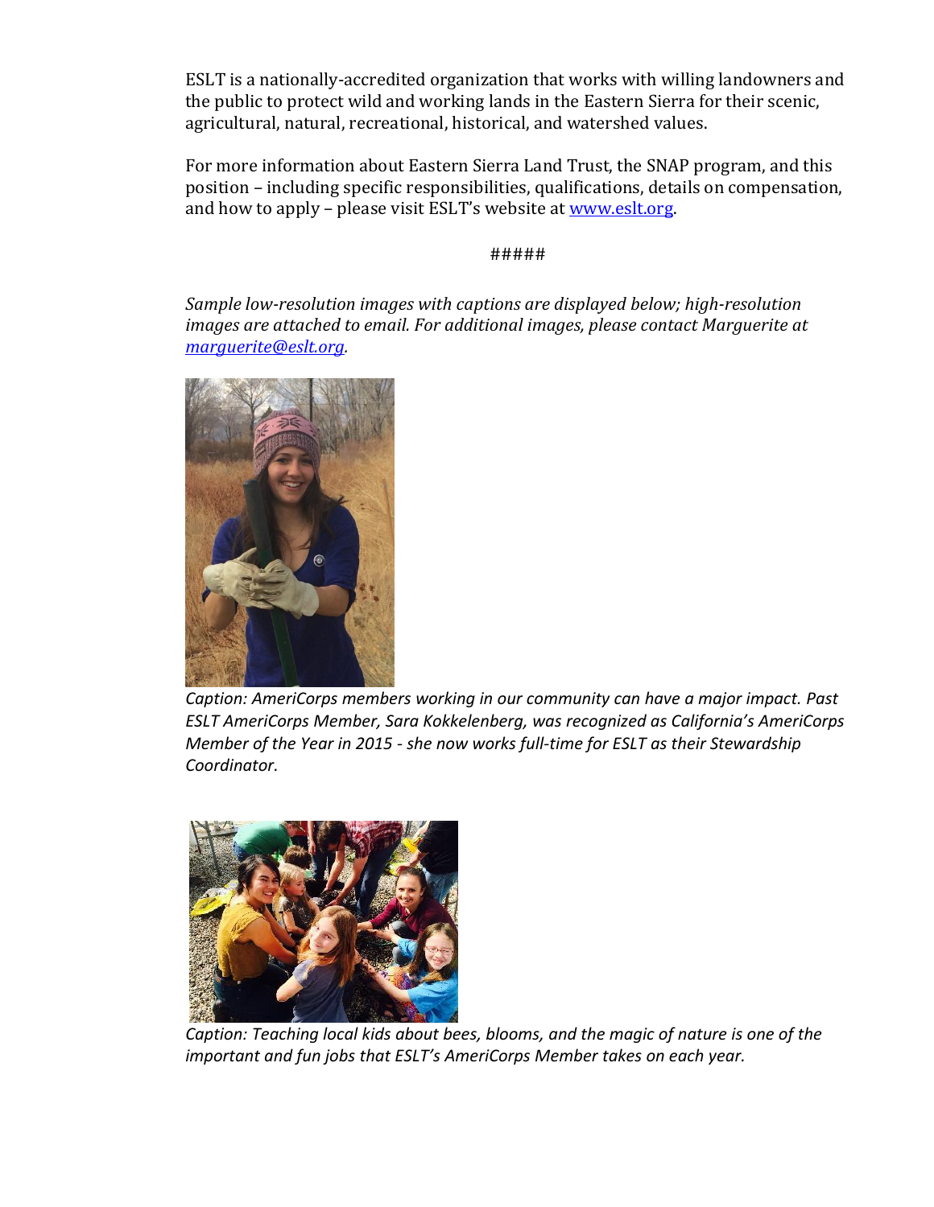ESLT is a nationally-accredited organization that works with willing landowners and the public to protect wild and working lands in the Eastern Sierra for their scenic, agricultural, natural, recreational, historical, and watershed values.

For more information about Eastern Sierra Land Trust, the SNAP program, and this position – including specific responsibilities, qualifications, details on compensation, and how to apply – please visit ESLT's website at [www.eslt.org](http://www.eslt.org).

#####

*Sample low-resolution images with captions are displayed below; high-resolution images are attached to email. For additional images, please contact Marguerite at [marguerite@eslt.org](mailto:marguerite@eslt.org).*

*Caption: AmeriCorps members working in our community can have a major impact. Past ESLT AmeriCorps Member, Sara Kokkelenberg, was recognized as California's AmeriCorps Member of the Year in 2015 - she now works full-time for ESLT as their Stewardship Coordinator.*

*Caption: Teaching local kids about bees, blooms, and the magic of nature is one of the important and fun jobs that ESLT's AmeriCorps Member takes on each year.*